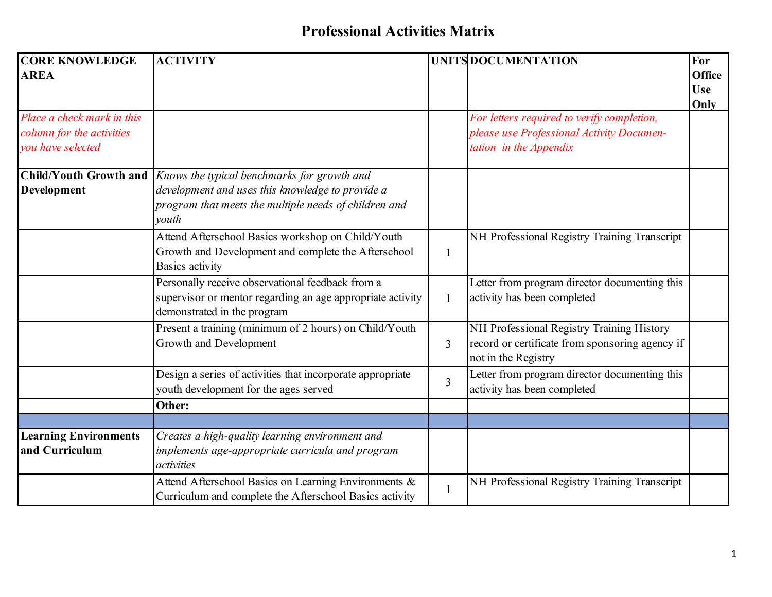# Professional Activities Matrix

| CORE KNOWLEDGE AREA | ACTIVITY | UNITS | DOCUMENTATION | For Office Use Only |
|---|---|---|---|---|
| *Place a check mark in this column for the activities you have selected* | | | *For letters required to verify completion, please use Professional Activity Documentation in the Appendix* | |
| **Child/Youth Growth and Development** | *Knows the typical benchmarks for growth and development and uses this knowledge to provide a program that meets the multiple needs of children and youth* | | | |
| | Attend Afterschool Basics workshop on Child/Youth Growth and Development and complete the Afterschool Basics activity | 1 | NH Professional Registry Training Transcript | |
| | Personally receive observational feedback from a supervisor or mentor regarding an age appropriate activity demonstrated in the program | 1 | Letter from program director documenting this activity has been completed | |
| | Present a training (minimum of 2 hours) on Child/Youth Growth and Development | 3 | NH Professional Registry Training History record or certificate from sponsoring agency if not in the Registry | |
| | Design a series of activities that incorporate appropriate youth development for the ages served | 3 | Letter from program director documenting this activity has been completed | |
| | **Other:** | | | |
| | | | | |
| **Learning Environments and Curriculum** | *Creates a high-quality learning environment and implements age-appropriate curricula and program activities* | | | |
| | Attend Afterschool Basics on Learning Environments & Curriculum and complete the Afterschool Basics activity | 1 | NH Professional Registry Training Transcript | |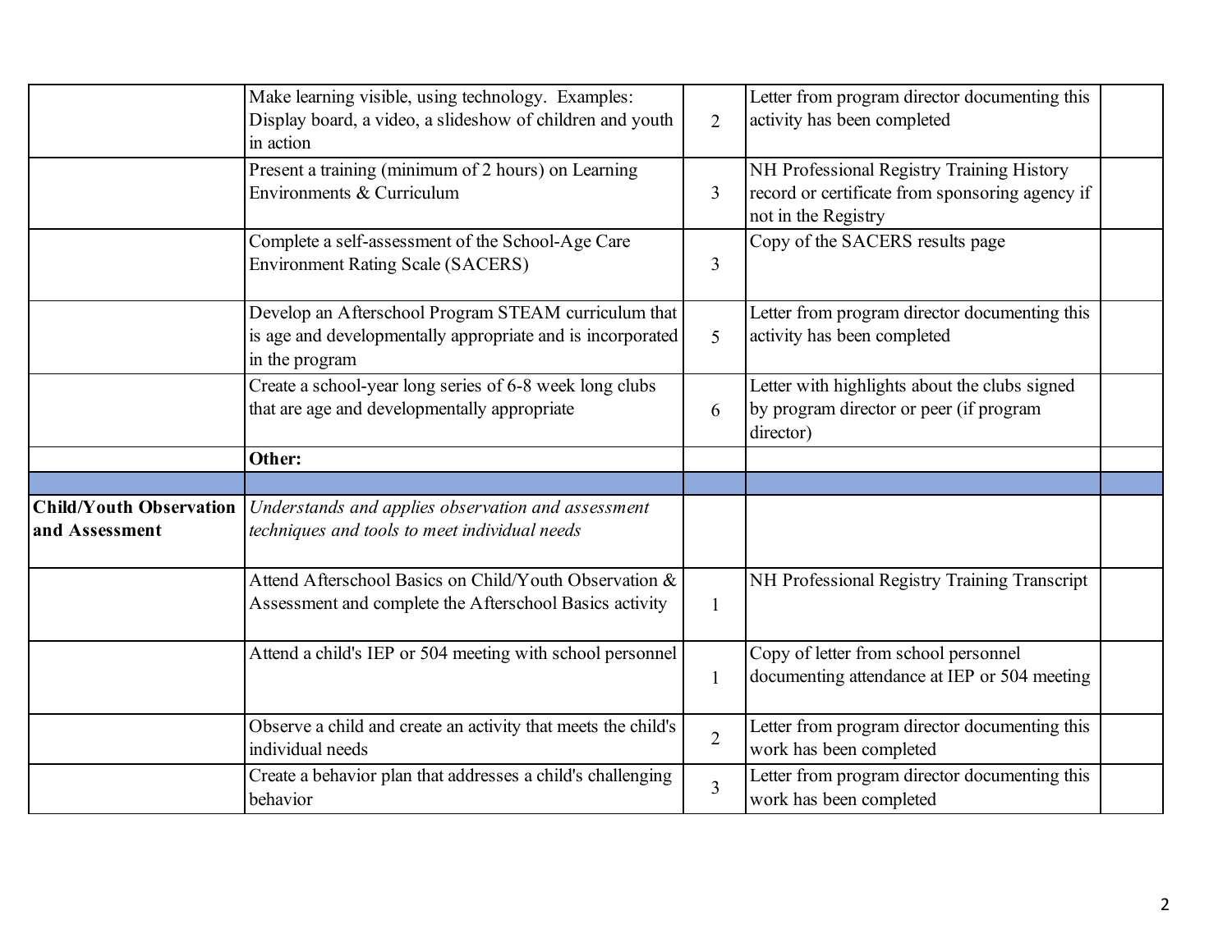| | | | | |
|---|---|---|---|---|
| | Make learning visible, using technology. Examples: Display board, a video, a slideshow of children and youth in action | 2 | Letter from program director documenting this activity has been completed | |
| | Present a training (minimum of 2 hours) on Learning Environments & Curriculum | 3 | NH Professional Registry Training History record or certificate from sponsoring agency if not in the Registry | |
| | Complete a self-assessment of the School-Age Care Environment Rating Scale (SACERS) | 3 | Copy of the SACERS results page | |
| | Develop an Afterschool Program STEAM curriculum that is age and developmentally appropriate and is incorporated in the program | 5 | Letter from program director documenting this activity has been completed | |
| | Create a school-year long series of 6-8 week long clubs that are age and developmentally appropriate | 6 | Letter with highlights about the clubs signed by program director or peer (if program director) | |
| | **Other:** | | | |
| | | | | |
| **Child/Youth Observation and Assessment** | *Understands and applies observation and assessment techniques and tools to meet individual needs* | | | |
| | Attend Afterschool Basics on Child/Youth Observation & Assessment and complete the Afterschool Basics activity | 1 | NH Professional Registry Training Transcript | |
| | Attend a child's IEP or 504 meeting with school personnel | 1 | Copy of letter from school personnel documenting attendance at IEP or 504 meeting | |
| | Observe a child and create an activity that meets the child's individual needs | 2 | Letter from program director documenting this work has been completed | |
| | Create a behavior plan that addresses a child's challenging behavior | 3 | Letter from program director documenting this work has been completed | |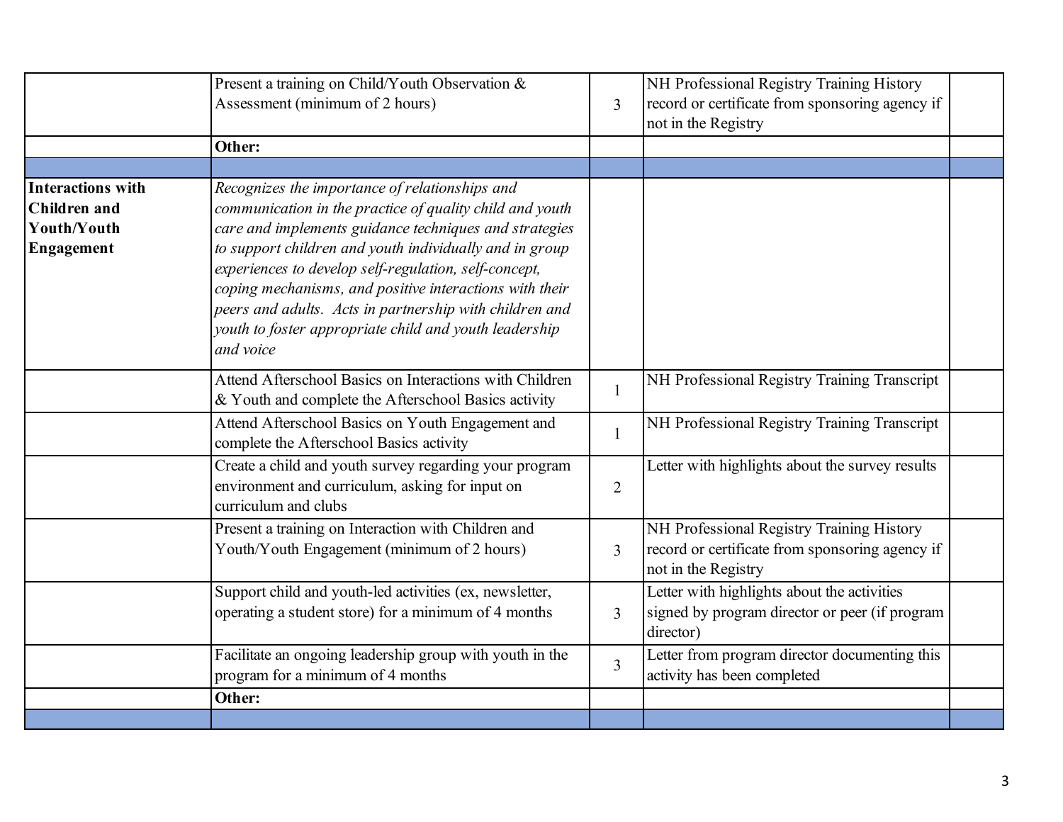| | | | | |
|---|---|---|---|---|
| | Present a training on Child/Youth Observation & Assessment (minimum of 2 hours) | 3 | NH Professional Registry Training History record or certificate from sponsoring agency if not in the Registry | |
| | **Other:** | | | |
| | | | | |
| **Interactions with Children and Youth/Youth Engagement** | *Recognizes the importance of relationships and communication in the practice of quality child and youth care and implements guidance techniques and strategies to support children and youth individually and in group experiences to develop self-regulation, self-concept, coping mechanisms, and positive interactions with their peers and adults. Acts in partnership with children and youth to foster appropriate child and youth leadership and voice* | | | |
| | Attend Afterschool Basics on Interactions with Children & Youth and complete the Afterschool Basics activity | 1 | NH Professional Registry Training Transcript | |
| | Attend Afterschool Basics on Youth Engagement and complete the Afterschool Basics activity | 1 | NH Professional Registry Training Transcript | |
| | Create a child and youth survey regarding your program environment and curriculum, asking for input on curriculum and clubs | 2 | Letter with highlights about the survey results | |
| | Present a training on Interaction with Children and Youth/Youth Engagement (minimum of 2 hours) | 3 | NH Professional Registry Training History record or certificate from sponsoring agency if not in the Registry | |
| | Support child and youth-led activities (ex, newsletter, operating a student store) for a minimum of 4 months | 3 | Letter with highlights about the activities signed by program director or peer (if program director) | |
| | Facilitate an ongoing leadership group with youth in the program for a minimum of 4 months | 3 | Letter from program director documenting this activity has been completed | |
| | **Other:** | | | |
| | | | | |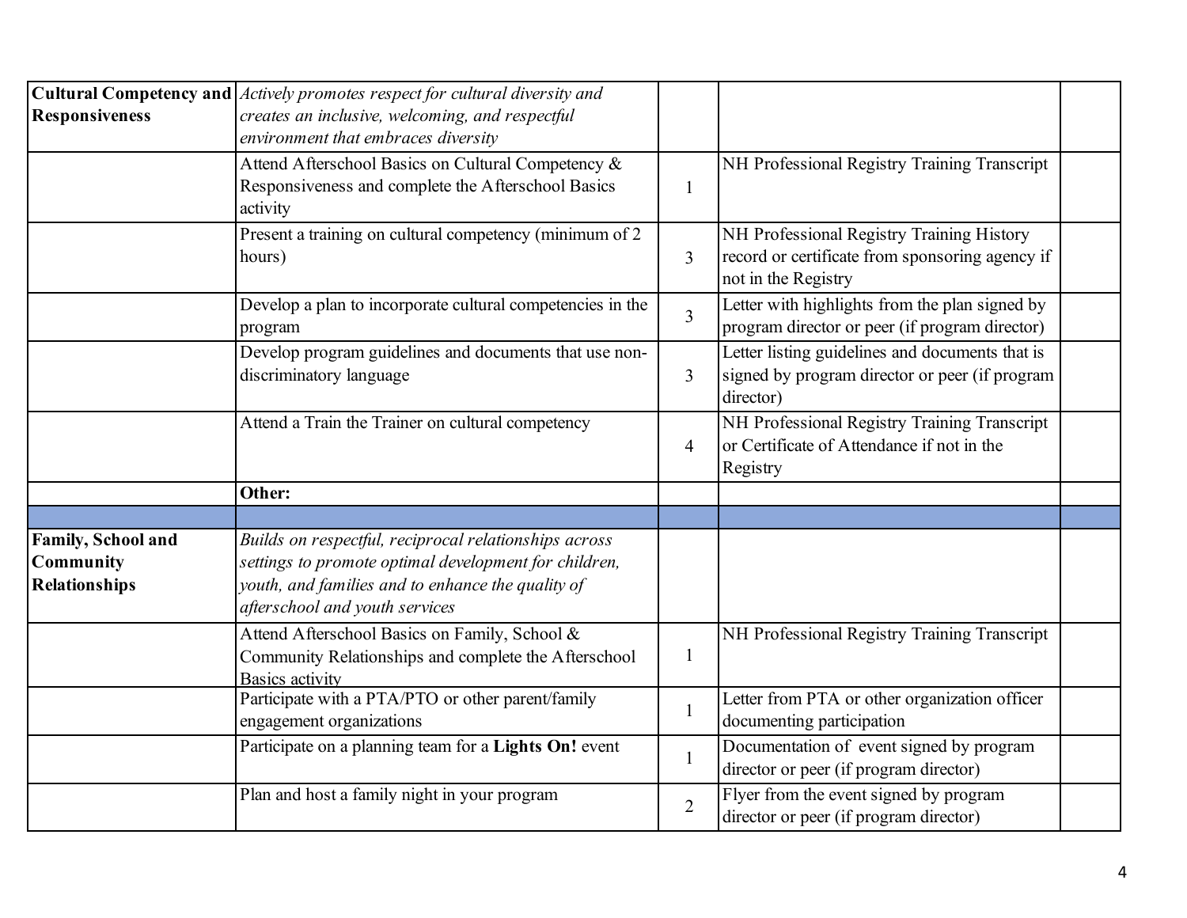| | | | | |
|---|---|---|---|---|
| **Cultural Competency and Responsiveness** | *Actively promotes respect for cultural diversity and creates an inclusive, welcoming, and respectful environment that embraces diversity* | | | |
| | Attend Afterschool Basics on Cultural Competency & Responsiveness and complete the Afterschool Basics activity | 1 | NH Professional Registry Training Transcript | |
| | Present a training on cultural competency (minimum of 2 hours) | 3 | NH Professional Registry Training History record or certificate from sponsoring agency if not in the Registry | |
| | Develop a plan to incorporate cultural competencies in the program | 3 | Letter with highlights from the plan signed by program director or peer (if program director) | |
| | Develop program guidelines and documents that use non-discriminatory language | 3 | Letter listing guidelines and documents that is signed by program director or peer (if program director) | |
| | Attend a Train the Trainer on cultural competency | 4 | NH Professional Registry Training Transcript or Certificate of Attendance if not in the Registry | |
| | **Other:** | | | |
| | | | | |
| **Family, School and Community Relationships** | *Builds on respectful, reciprocal relationships across settings to promote optimal development for children, youth, and families and to enhance the quality of afterschool and youth services* | | | |
| | Attend Afterschool Basics on Family, School & Community Relationships and complete the Afterschool Basics activity | 1 | NH Professional Registry Training Transcript | |
| | Participate with a PTA/PTO or other parent/family engagement organizations | 1 | Letter from PTA or other organization officer documenting participation | |
| | Participate on a planning team for a **Lights On!** event | 1 | Documentation of event signed by program director or peer (if program director) | |
| | Plan and host a family night in your program | 2 | Flyer from the event signed by program director or peer (if program director) | |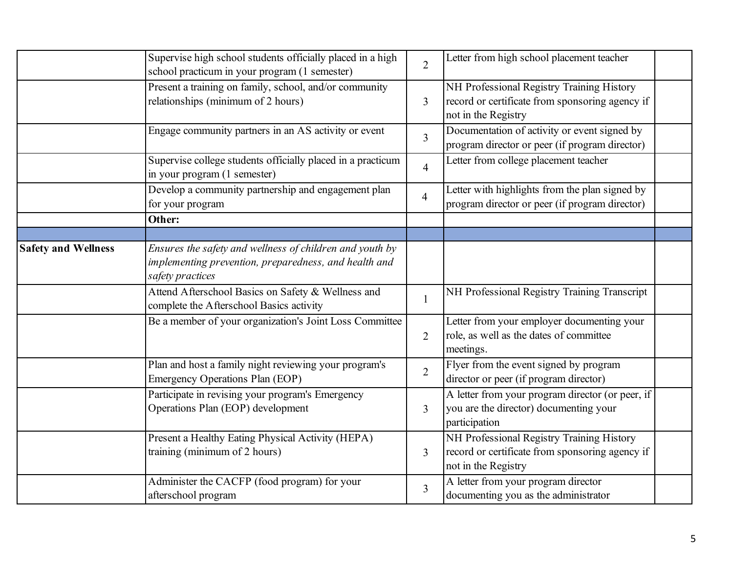| | | | | |
|---|---|---|---|---|
| | Supervise high school students officially placed in a high school practicum in your program (1 semester) | 2 | Letter from high school placement teacher | |
| | Present a training on family, school, and/or community relationships (minimum of 2 hours) | 3 | NH Professional Registry Training History record or certificate from sponsoring agency if not in the Registry | |
| | Engage community partners in an AS activity or event | 3 | Documentation of activity or event signed by program director or peer (if program director) | |
| | Supervise college students officially placed in a practicum in your program (1 semester) | 4 | Letter from college placement teacher | |
| | Develop a community partnership and engagement plan for your program | 4 | Letter with highlights from the plan signed by program director or peer (if program director) | |
| | **Other:** | | | |
| | | | | |
| **Safety and Wellness** | *Ensures the safety and wellness of children and youth by implementing prevention, preparedness, and health and safety practices* | | | |
| | Attend Afterschool Basics on Safety & Wellness and complete the Afterschool Basics activity | 1 | NH Professional Registry Training Transcript | |
| | Be a member of your organization's Joint Loss Committee | 2 | Letter from your employer documenting your role, as well as the dates of committee meetings. | |
| | Plan and host a family night reviewing your program's Emergency Operations Plan (EOP) | 2 | Flyer from the event signed by program director or peer (if program director) | |
| | Participate in revising your program's Emergency Operations Plan (EOP) development | 3 | A letter from your program director (or peer, if you are the director) documenting your participation | |
| | Present a Healthy Eating Physical Activity (HEPA) training (minimum of 2 hours) | 3 | NH Professional Registry Training History record or certificate from sponsoring agency if not in the Registry | |
| | Administer the CACFP (food program) for your afterschool program | 3 | A letter from your program director documenting you as the administrator | |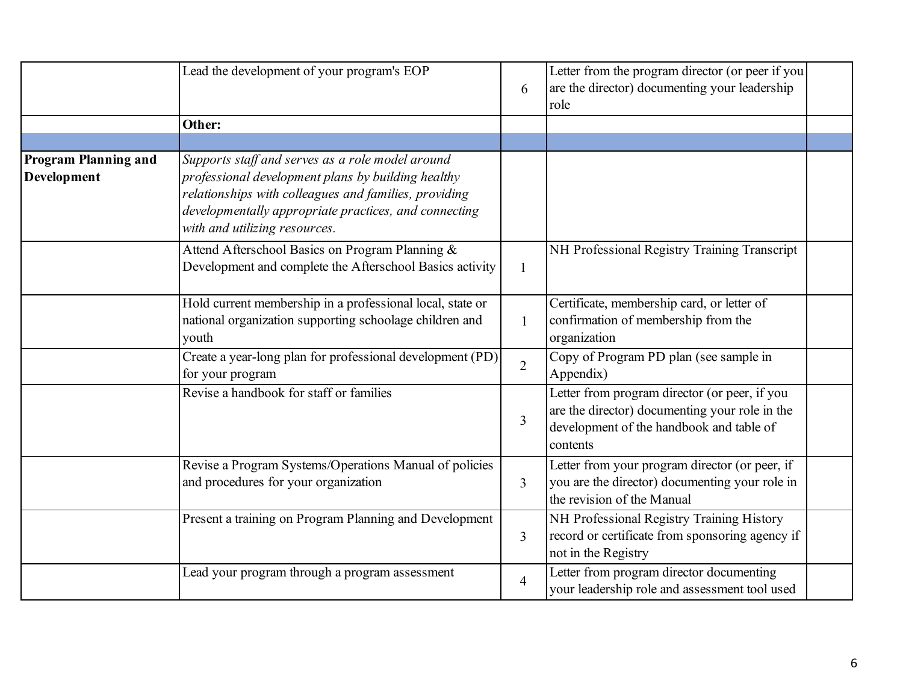| | | | | |
|---|---|---|---|---|
| | Lead the development of your program's EOP | 6 | Letter from the program director (or peer if you are the director) documenting your leadership role | |
| | **Other:** | | | |
| | | | | |
| **Program Planning and Development** | *Supports staff and serves as a role model around professional development plans by building healthy relationships with colleagues and families, providing developmentally appropriate practices, and connecting with and utilizing resources.* | | | |
| | Attend Afterschool Basics on Program Planning & Development and complete the Afterschool Basics activity | 1 | NH Professional Registry Training Transcript | |
| | Hold current membership in a professional local, state or national organization supporting schoolage children and youth | 1 | Certificate, membership card, or letter of confirmation of membership from the organization | |
| | Create a year-long plan for professional development (PD) for your program | 2 | Copy of Program PD plan (see sample in Appendix) | |
| | Revise a handbook for staff or families | 3 | Letter from program director (or peer, if you are the director) documenting your role in the development of the handbook and table of contents | |
| | Revise a Program Systems/Operations Manual of policies and procedures for your organization | 3 | Letter from your program director (or peer, if you are the director) documenting your role in the revision of the Manual | |
| | Present a training on Program Planning and Development | 3 | NH Professional Registry Training History record or certificate from sponsoring agency if not in the Registry | |
| | Lead your program through a program assessment | 4 | Letter from program director documenting your leadership role and assessment tool used | |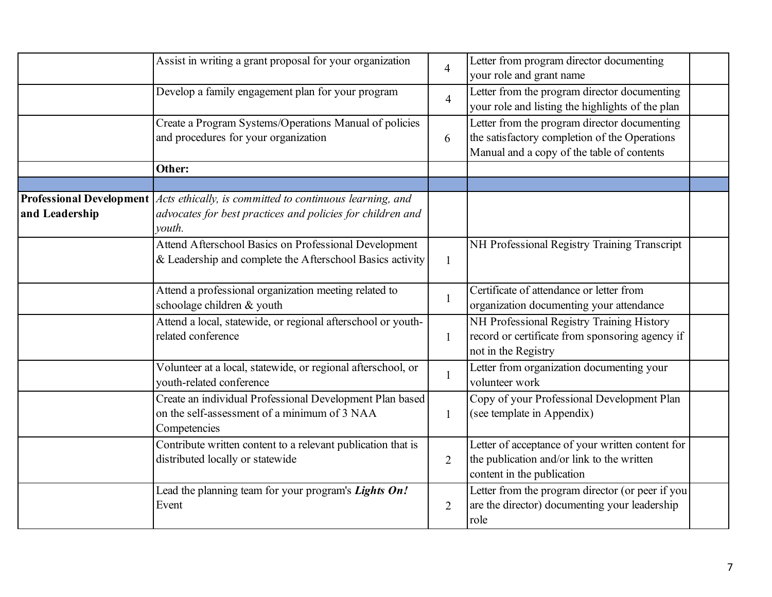| | | | | |
|---|---|---|---|---|
| | Assist in writing a grant proposal for your organization | 4 | Letter from program director documenting your role and grant name | |
| | Develop a family engagement plan for your program | 4 | Letter from the program director documenting your role and listing the highlights of the plan | |
| | Create a Program Systems/Operations Manual of policies and procedures for your organization | 6 | Letter from the program director documenting the satisfactory completion of the Operations Manual and a copy of the table of contents | |
| | **Other:** | | | |
| | | | | |
| **Professional Development and Leadership** | *Acts ethically, is committed to continuous learning, and advocates for best practices and policies for children and youth.* | | | |
| | Attend Afterschool Basics on Professional Development & Leadership and complete the Afterschool Basics activity | 1 | NH Professional Registry Training Transcript | |
| | Attend a professional organization meeting related to schoolage children & youth | 1 | Certificate of attendance or letter from organization documenting your attendance | |
| | Attend a local, statewide, or regional afterschool or youth-related conference | 1 | NH Professional Registry Training History record or certificate from sponsoring agency if not in the Registry | |
| | Volunteer at a local, statewide, or regional afterschool, or youth-related conference | 1 | Letter from organization documenting your volunteer work | |
| | Create an individual Professional Development Plan based on the self-assessment of a minimum of 3 NAA Competencies | 1 | Copy of your Professional Development Plan (see template in Appendix) | |
| | Contribute written content to a relevant publication that is distributed locally or statewide | 2 | Letter of acceptance of your written content for the publication and/or link to the written content in the publication | |
| | Lead the planning team for your program's ***Lights On!*** Event | 2 | Letter from the program director (or peer if you are the director) documenting your leadership role | |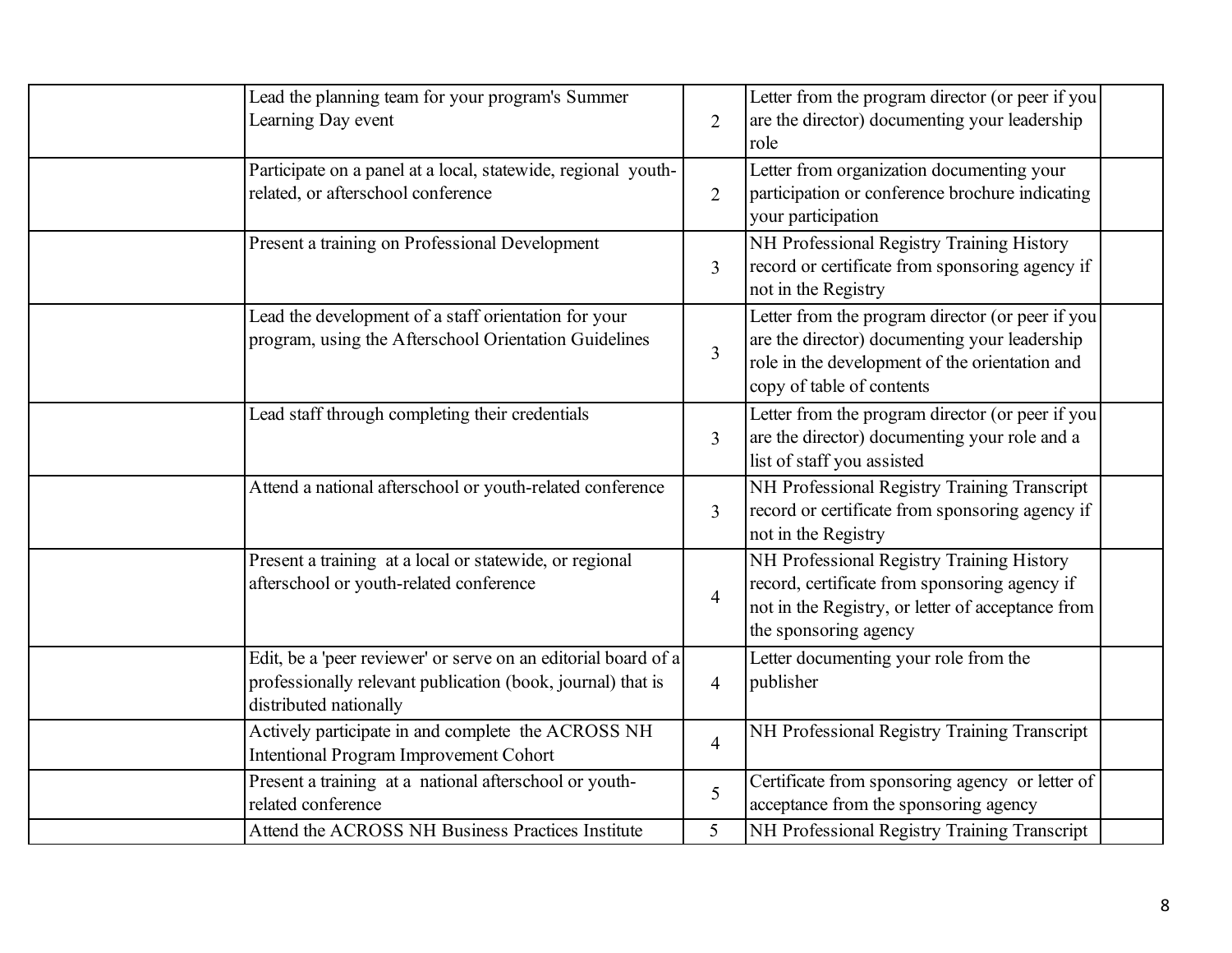| | | | | |
|---|---|---|---|---|
| | Lead the planning team for your program's Summer Learning Day event | 2 | Letter from the program director (or peer if you are the director) documenting your leadership role | |
| | Participate on a panel at a local, statewide, regional youth-related, or afterschool conference | 2 | Letter from organization documenting your participation or conference brochure indicating your participation | |
| | Present a training on Professional Development | 3 | NH Professional Registry Training History record or certificate from sponsoring agency if not in the Registry | |
| | Lead the development of a staff orientation for your program, using the Afterschool Orientation Guidelines | 3 | Letter from the program director (or peer if you are the director) documenting your leadership role in the development of the orientation and copy of table of contents | |
| | Lead staff through completing their credentials | 3 | Letter from the program director (or peer if you are the director) documenting your role and a list of staff you assisted | |
| | Attend a national afterschool or youth-related conference | 3 | NH Professional Registry Training Transcript record or certificate from sponsoring agency if not in the Registry | |
| | Present a training at a local or statewide, or regional afterschool or youth-related conference | 4 | NH Professional Registry Training History record, certificate from sponsoring agency if not in the Registry, or letter of acceptance from the sponsoring agency | |
| | Edit, be a 'peer reviewer' or serve on an editorial board of a professionally relevant publication (book, journal) that is distributed nationally | 4 | Letter documenting your role from the publisher | |
| | Actively participate in and complete the ACROSS NH Intentional Program Improvement Cohort | 4 | NH Professional Registry Training Transcript | |
| | Present a training at a national afterschool or youth-related conference | 5 | Certificate from sponsoring agency or letter of acceptance from the sponsoring agency | |
| | Attend the ACROSS NH Business Practices Institute | 5 | NH Professional Registry Training Transcript | |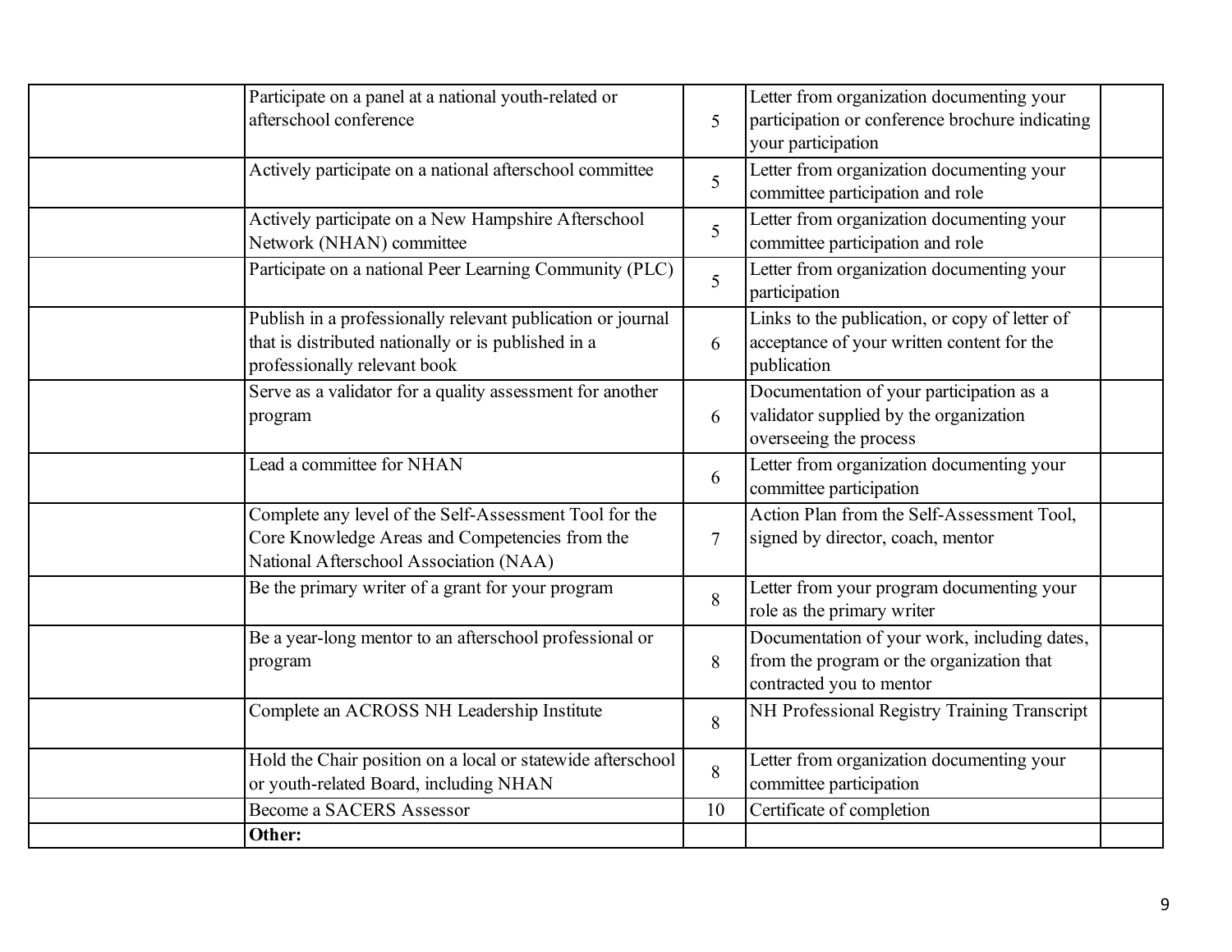| | | | | |
|---|---|---|---|---|
| | Participate on a panel at a national youth-related or afterschool conference | 5 | Letter from organization documenting your participation or conference brochure indicating your participation | |
| | Actively participate on a national afterschool committee | 5 | Letter from organization documenting your committee participation and role | |
| | Actively participate on a New Hampshire Afterschool Network (NHAN) committee | 5 | Letter from organization documenting your committee participation and role | |
| | Participate on a national Peer Learning Community (PLC) | 5 | Letter from organization documenting your participation | |
| | Publish in a professionally relevant publication or journal that is distributed nationally or is published in a professionally relevant book | 6 | Links to the publication, or copy of letter of acceptance of your written content for the publication | |
| | Serve as a validator for a quality assessment for another program | 6 | Documentation of your participation as a validator supplied by the organization overseeing the process | |
| | Lead a committee for NHAN | 6 | Letter from organization documenting your committee participation | |
| | Complete any level of the Self-Assessment Tool for the Core Knowledge Areas and Competencies from the National Afterschool Association (NAA) | 7 | Action Plan from the Self-Assessment Tool, signed by director, coach, mentor | |
| | Be the primary writer of a grant for your program | 8 | Letter from your program documenting your role as the primary writer | |
| | Be a year-long mentor to an afterschool professional or program | 8 | Documentation of your work, including dates, from the program or the organization that contracted you to mentor | |
| | Complete an ACROSS NH Leadership Institute | 8 | NH Professional Registry Training Transcript | |
| | Hold the Chair position on a local or statewide afterschool or youth-related Board, including NHAN | 8 | Letter from organization documenting your committee participation | |
| | Become a SACERS Assessor | 10 | Certificate of completion | |
| | **Other:** | | | |